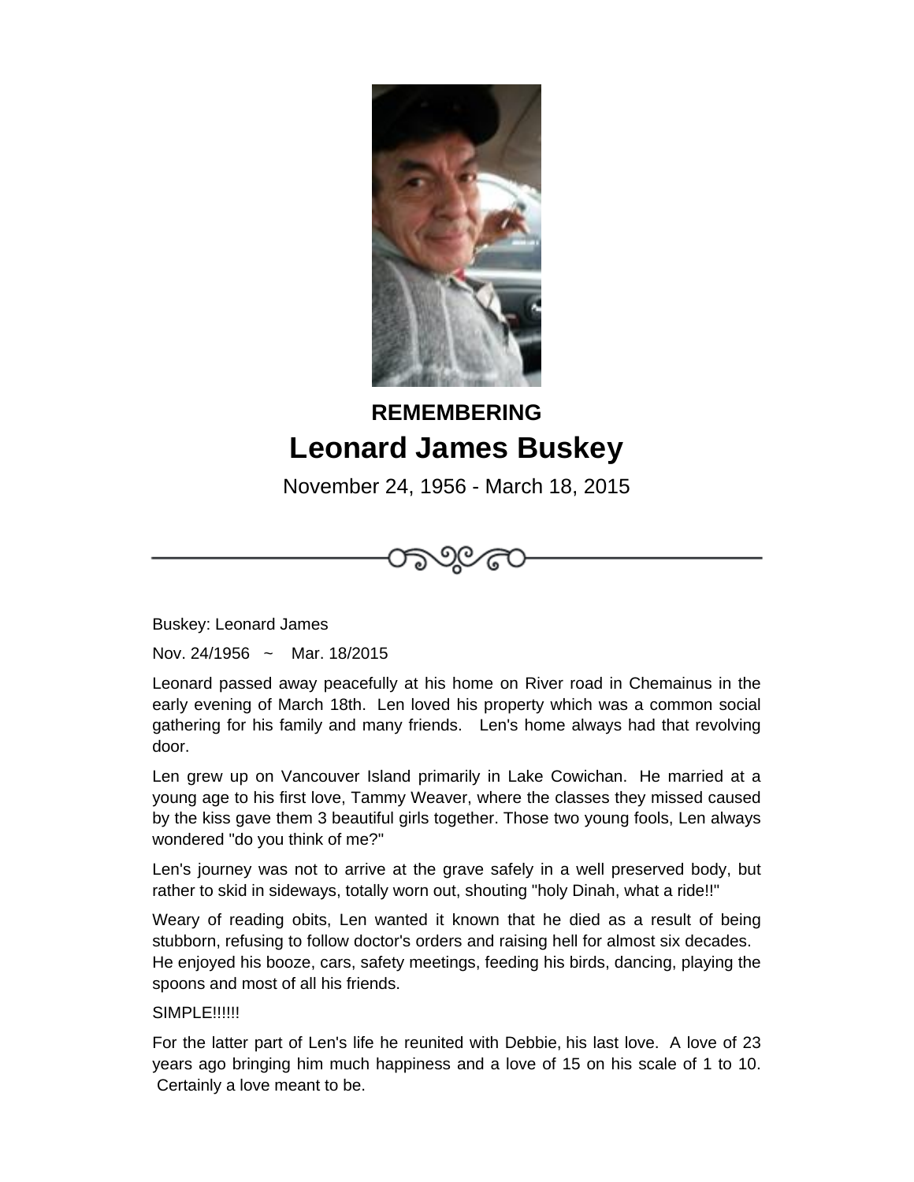**REMEMBERING**

# Leonard James Buskey

November 24, 1956 - March 18, 2015

Buskey: Leonard James

Nov. 24/1956 ~ Mar. 18/2015

Leonard passed away peacefully at his home on River road in Chemainus in the early evening of March 18th. Len loved his property which was a common social gathering for his family and many friends. Len's home always had that revolving door.

Len grew up on Vancouver Island primarily in Lake Cowichan. He married at a young age to his first love, Tammy Weaver, where the classes they missed caused by the kiss gave them 3 beautiful girls together. Those two young fools, Len always wondered "do you think of me?"

Len's journey was not to arrive at the grave safely in a well preserved body, but rather to skid in sideways, totally worn out, shouting "holy Dinah, what a ride!!"

Weary of reading obits, Len wanted it known that he died as a result of being stubborn, refusing to follow doctor's orders and raising hell for almost six decades. He enjoyed his booze, cars, safety meetings, feeding his birds, dancing, playing the spoons and most of all his friends.

SIMPLE!!!!!!

For the latter part of Len's life he reunited with Debbie, his last love. A love of 23 years ago bringing him much happiness and a love of 15 on his scale of 1 to 10. Certainly a love meant to be.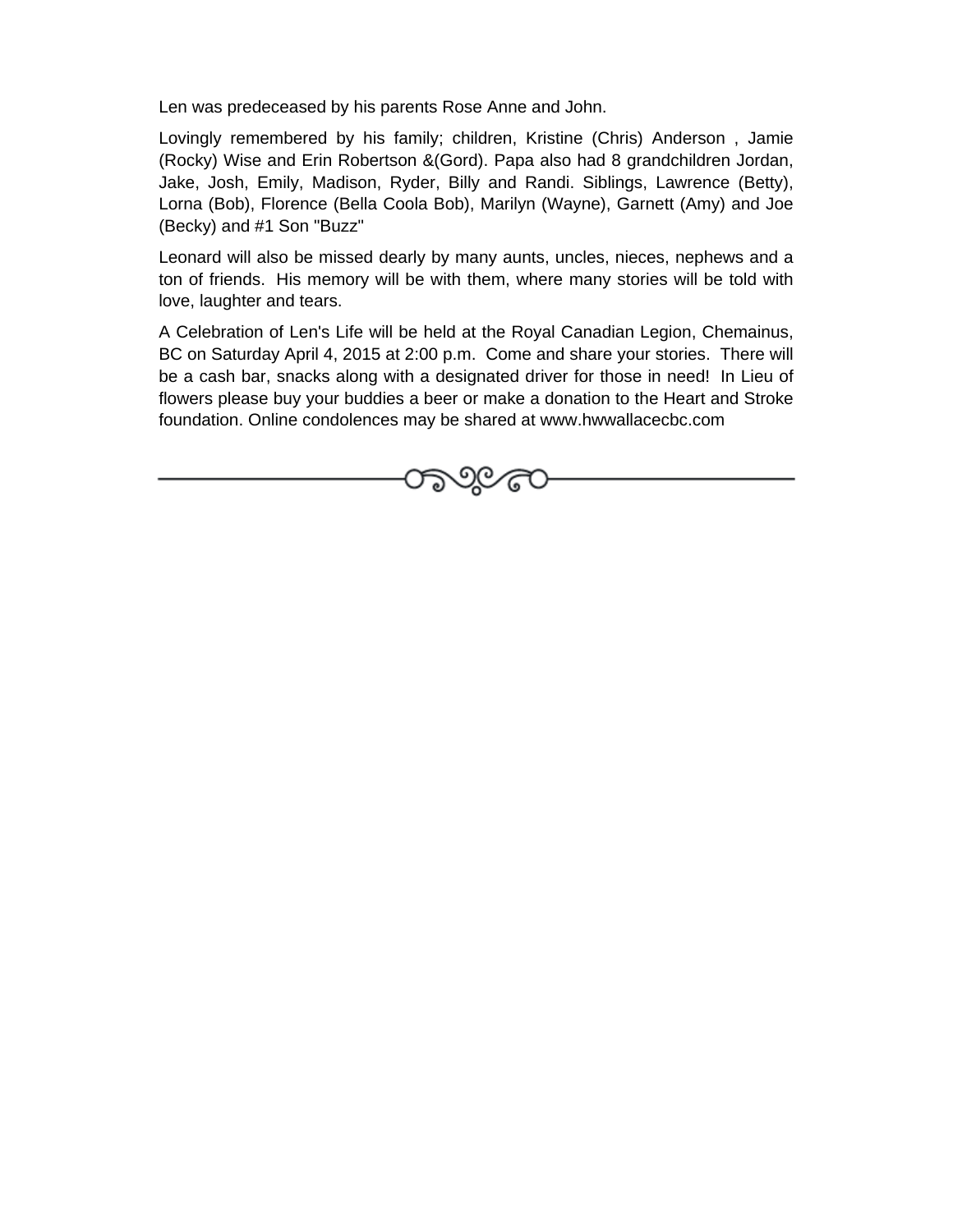Len was predeceased by his parents Rose Anne and John.

Lovingly remembered by his family; children, Kristine (Chris) Anderson , Jamie (Rocky) Wise and Erin Robertson &(Gord). Papa also had 8 grandchildren Jordan, Jake, Josh, Emily, Madison, Ryder, Billy and Randi. Siblings, Lawrence (Betty), Lorna (Bob), Florence (Bella Coola Bob), Marilyn (Wayne), Garnett (Amy) and Joe (Becky) and #1 Son "Buzz"

Leonard will also be missed dearly by many aunts, uncles, nieces, nephews and a ton of friends. His memory will be with them, where many stories will be told with love, laughter and tears.

A Celebration of Len's Life will be held at the Royal Canadian Legion, Chemainus, BC on Saturday April 4, 2015 at 2:00 p.m. Come and share your stories. There will be a cash bar, snacks along with a designated driver for those in need! In Lieu of flowers please buy your buddies a beer or make a donation to the Heart and Stroke foundation. Online condolences may be shared at www.hwwallacecbc.com